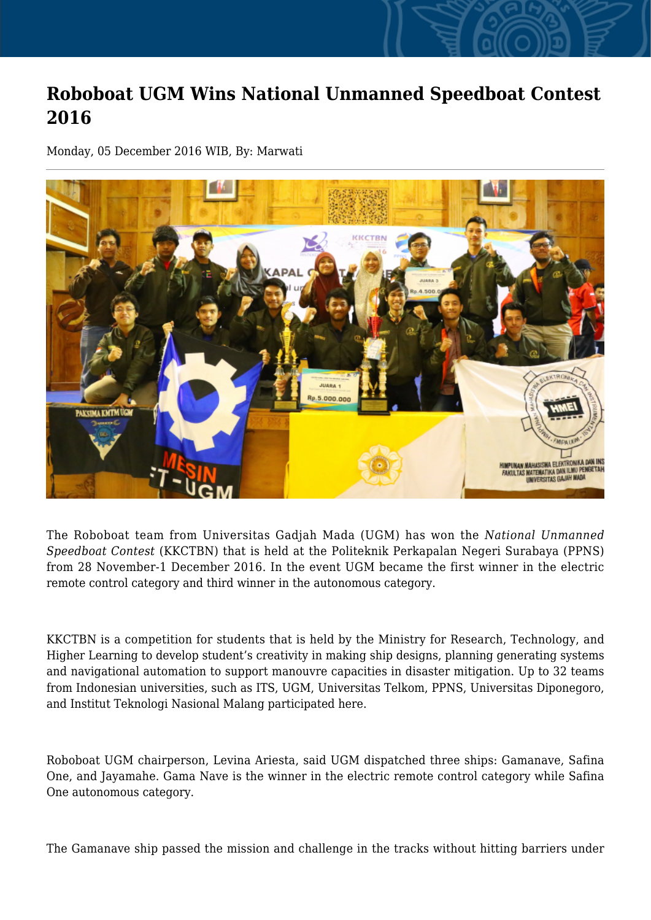# Roboboat UGM Wins National Unmanned Speedboat Contest 2016

Monday, 05 December 2016 WIB, By: Marwati

The Roboboat team from Universitas Gadjah Mada (UGM) has won the *National Unmanned Speedboat Contest* (KKCTBN) that is held at the Politeknik Perkapalan Negeri Surabaya (PPNS) from 28 November-1 December 2016. In the event UGM became the first winner in the electric remote control category and third winner in the autonomous category.

KKCTBN is a competition for students that is held by the Ministry for Research, Technology, and Higher Learning to develop student's creativity in making ship designs, planning generating systems and navigational automation to support manouvre capacities in disaster mitigation. Up to 32 teams from Indonesian universities, such as ITS, UGM, Universitas Telkom, PPNS, Universitas Diponegoro, and Institut Teknologi Nasional Malang participated here.

Roboboat UGM chairperson, Levina Ariesta, said UGM dispatched three ships: Gamanave, Safina One, and Jayamahe. Gama Nave is the winner in the electric remote control category while Safina One autonomous category.

The Gamanave ship passed the mission and challenge in the tracks without hitting barriers under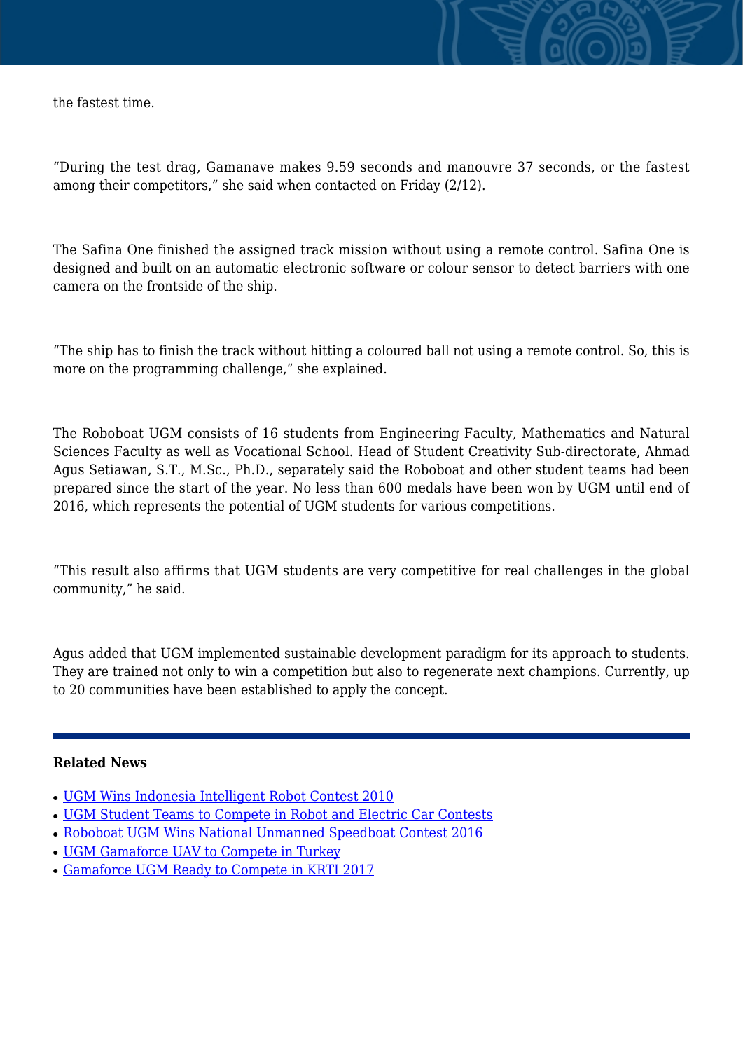the fastest time.

"During the test drag, Gamanave makes 9.59 seconds and manouvre 37 seconds, or the fastest among their competitors," she said when contacted on Friday (2/12).

The Safina One finished the assigned track mission without using a remote control. Safina One is designed and built on an automatic electronic software or colour sensor to detect barriers with one camera on the frontside of the ship.

"The ship has to finish the track without hitting a coloured ball not using a remote control. So, this is more on the programming challenge," she explained.

The Roboboat UGM consists of 16 students from Engineering Faculty, Mathematics and Natural Sciences Faculty as well as Vocational School. Head of Student Creativity Sub-directorate, Ahmad Agus Setiawan, S.T., M.Sc., Ph.D., separately said the Roboboat and other student teams had been prepared since the start of the year. No less than 600 medals have been won by UGM until end of 2016, which represents the potential of UGM students for various competitions.

"This result also affirms that UGM students are very competitive for real challenges in the global community," he said.

Agus added that UGM implemented sustainable development paradigm for its approach to students. They are trained not only to win a competition but also to regenerate next champions. Currently, up to 20 communities have been established to apply the concept.

---

**Related News**

- UGM Wins Indonesia Intelligent Robot Contest 2010
- UGM Student Teams to Compete in Robot and Electric Car Contests
- Roboboat UGM Wins National Unmanned Speedboat Contest 2016
- UGM Gamaforce UAV to Compete in Turkey
- Gamaforce UGM Ready to Compete in KRTI 2017